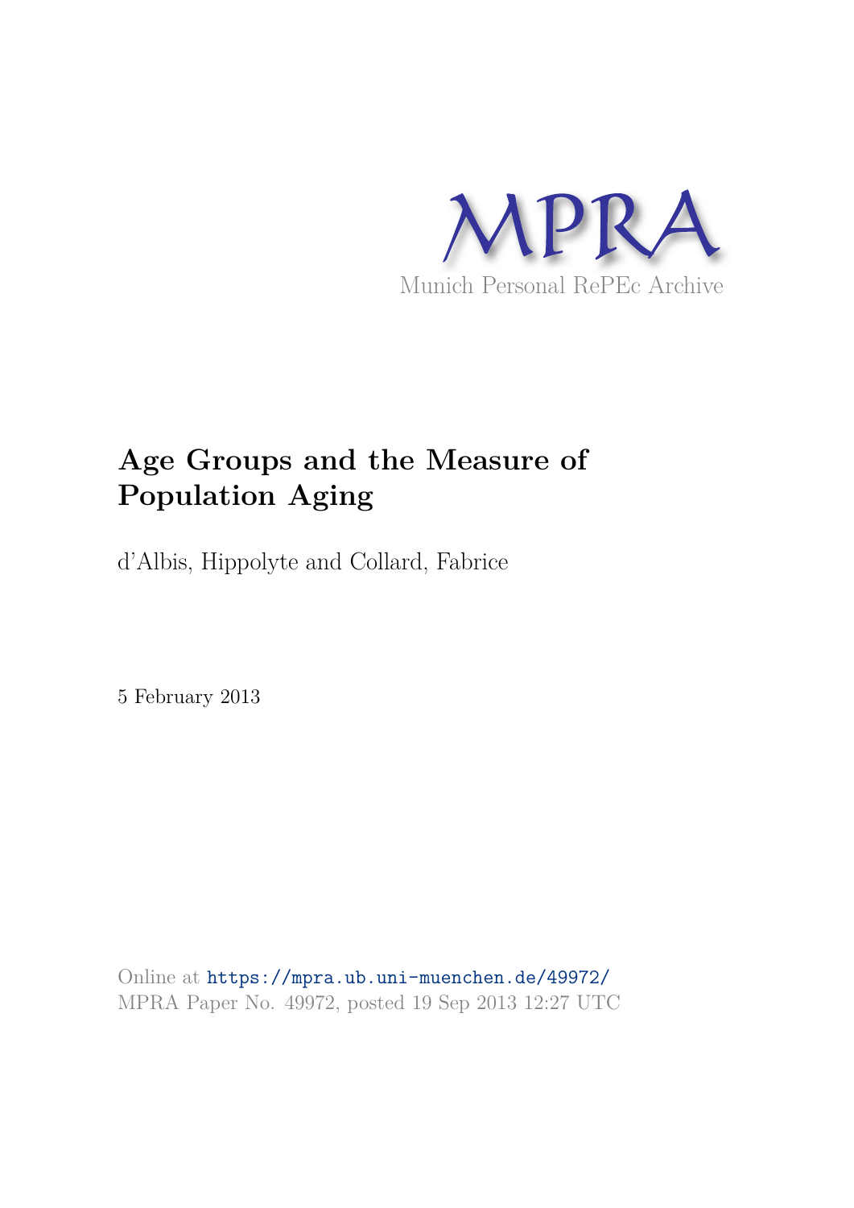MPRA

Munich Personal RePEc Archive

# Age Groups and the Measure of Population Aging

d'Albis, Hippolyte and Collard, Fabrice

5 February 2013

Online at https://mpra.ub.uni-muenchen.de/49972/
MPRA Paper No. 49972, posted 19 Sep 2013 12:27 UTC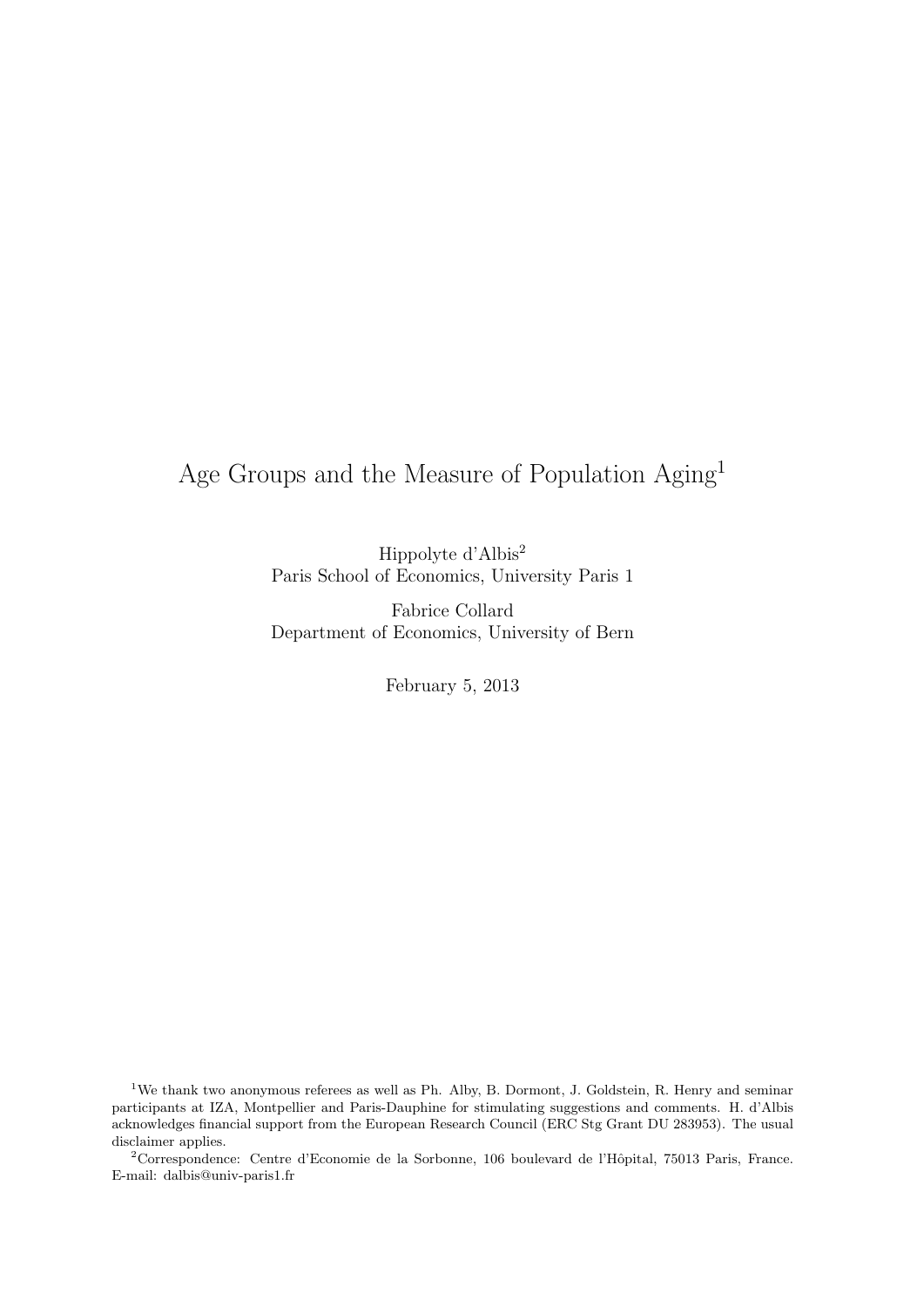# Age Groups and the Measure of Population Aging[1]

Hippolyte d'Albis[2]
Paris School of Economics, University Paris 1

Fabrice Collard
Department of Economics, University of Bern

February 5, 2013

[1]We thank two anonymous referees as well as Ph. Alby, B. Dormont, J. Goldstein, R. Henry and seminar participants at IZA, Montpellier and Paris-Dauphine for stimulating suggestions and comments. H. d'Albis acknowledges financial support from the European Research Council (ERC Stg Grant DU 283953). The usual disclaimer applies.

[2]Correspondence: Centre d'Economie de la Sorbonne, 106 boulevard de l'Hôpital, 75013 Paris, France. E-mail: dalbis@univ-paris1.fr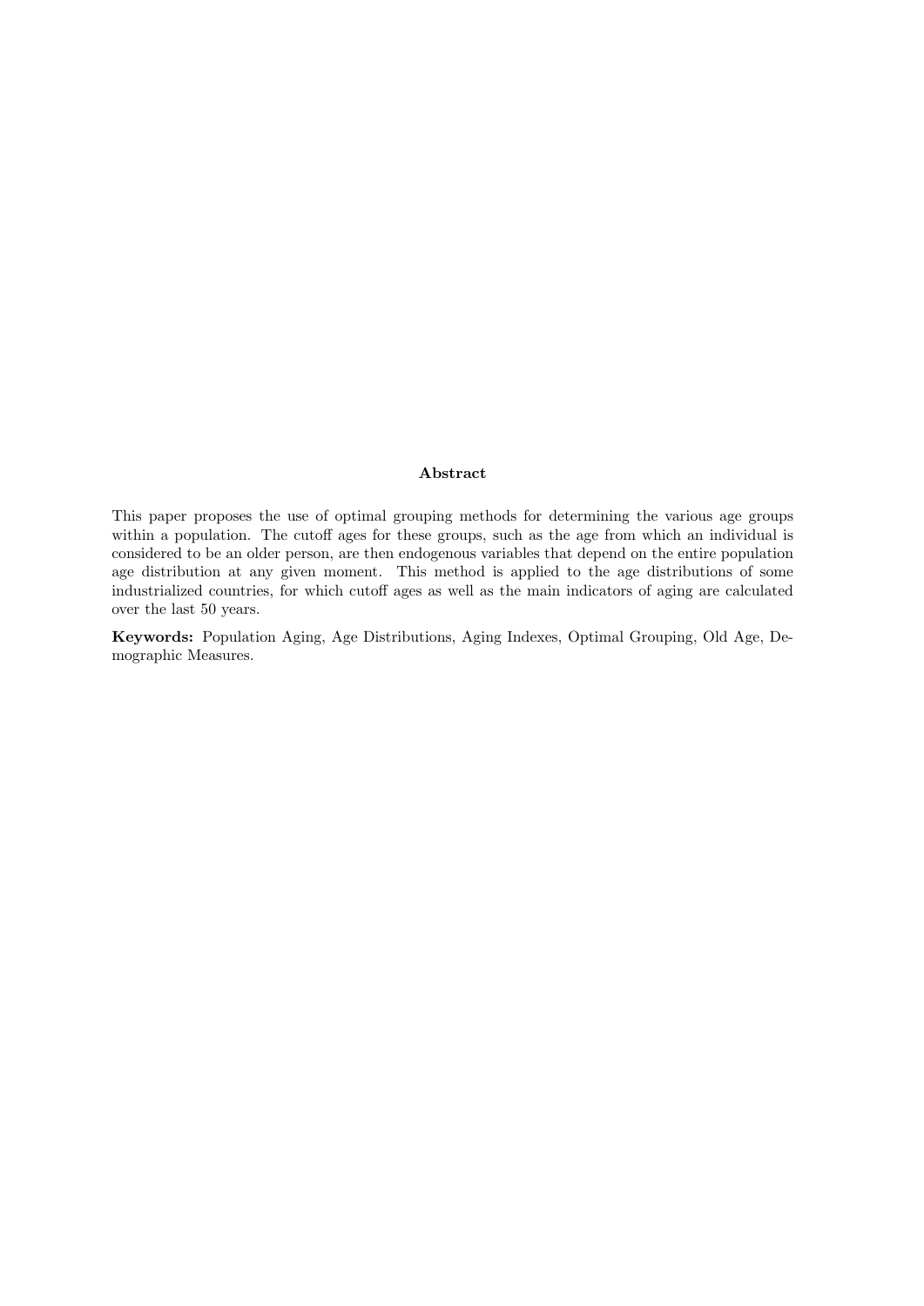**Abstract**

This paper proposes the use of optimal grouping methods for determining the various age groups within a population. The cutoff ages for these groups, such as the age from which an individual is considered to be an older person, are then endogenous variables that depend on the entire population age distribution at any given moment. This method is applied to the age distributions of some industrialized countries, for which cutoff ages as well as the main indicators of aging are calculated over the last 50 years.

**Keywords:** Population Aging, Age Distributions, Aging Indexes, Optimal Grouping, Old Age, Demographic Measures.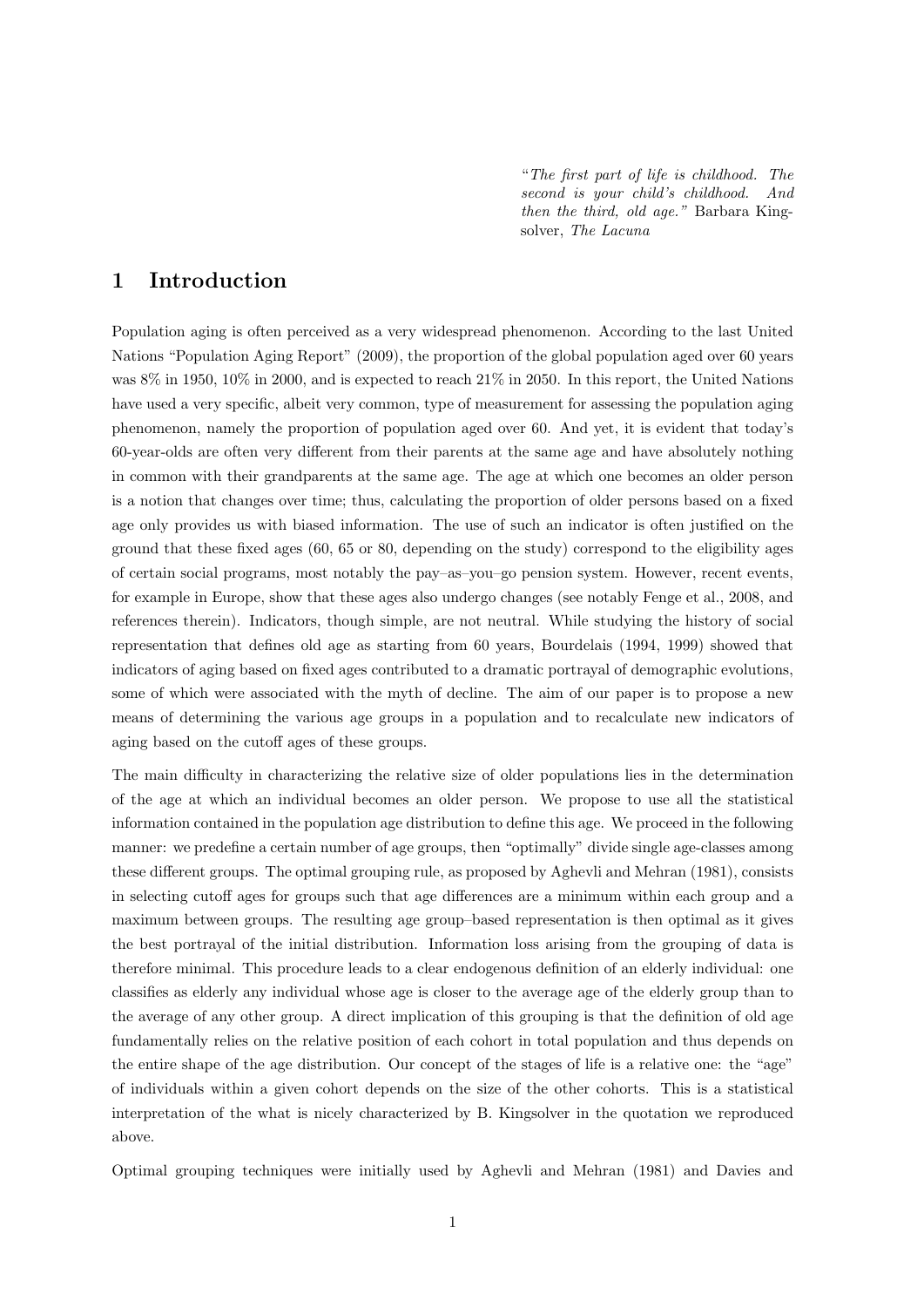> "*The first part of life is childhood. The second is your child's childhood. And then the third, old age.*" Barbara Kingsolver, *The Lacuna*

# 1 Introduction

Population aging is often perceived as a very widespread phenomenon. According to the last United Nations "Population Aging Report" (2009), the proportion of the global population aged over 60 years was 8% in 1950, 10% in 2000, and is expected to reach 21% in 2050. In this report, the United Nations have used a very specific, albeit very common, type of measurement for assessing the population aging phenomenon, namely the proportion of population aged over 60. And yet, it is evident that today's 60-year-olds are often very different from their parents at the same age and have absolutely nothing in common with their grandparents at the same age. The age at which one becomes an older person is a notion that changes over time; thus, calculating the proportion of older persons based on a fixed age only provides us with biased information. The use of such an indicator is often justified on the ground that these fixed ages (60, 65 or 80, depending on the study) correspond to the eligibility ages of certain social programs, most notably the pay–as–you–go pension system. However, recent events, for example in Europe, show that these ages also undergo changes (see notably Fenge et al., 2008, and references therein). Indicators, though simple, are not neutral. While studying the history of social representation that defines old age as starting from 60 years, Bourdelais (1994, 1999) showed that indicators of aging based on fixed ages contributed to a dramatic portrayal of demographic evolutions, some of which were associated with the myth of decline. The aim of our paper is to propose a new means of determining the various age groups in a population and to recalculate new indicators of aging based on the cutoff ages of these groups.

The main difficulty in characterizing the relative size of older populations lies in the determination of the age at which an individual becomes an older person. We propose to use all the statistical information contained in the population age distribution to define this age. We proceed in the following manner: we predefine a certain number of age groups, then "optimally" divide single age-classes among these different groups. The optimal grouping rule, as proposed by Aghevli and Mehran (1981), consists in selecting cutoff ages for groups such that age differences are a minimum within each group and a maximum between groups. The resulting age group–based representation is then optimal as it gives the best portrayal of the initial distribution. Information loss arising from the grouping of data is therefore minimal. This procedure leads to a clear endogenous definition of an elderly individual: one classifies as elderly any individual whose age is closer to the average age of the elderly group than to the average of any other group. A direct implication of this grouping is that the definition of old age fundamentally relies on the relative position of each cohort in total population and thus depends on the entire shape of the age distribution. Our concept of the stages of life is a relative one: the "age" of individuals within a given cohort depends on the size of the other cohorts. This is a statistical interpretation of the what is nicely characterized by B. Kingsolver in the quotation we reproduced above.

Optimal grouping techniques were initially used by Aghevli and Mehran (1981) and Davies and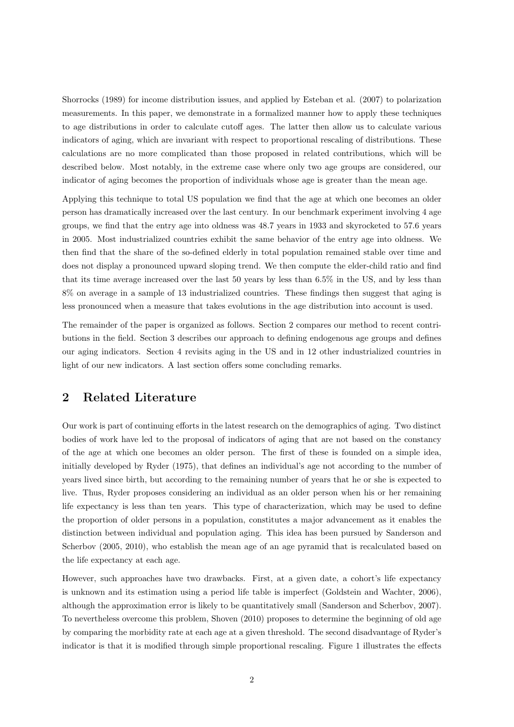Shorrocks (1989) for income distribution issues, and applied by Esteban et al. (2007) to polarization measurements. In this paper, we demonstrate in a formalized manner how to apply these techniques to age distributions in order to calculate cutoff ages. The latter then allow us to calculate various indicators of aging, which are invariant with respect to proportional rescaling of distributions. These calculations are no more complicated than those proposed in related contributions, which will be described below. Most notably, in the extreme case where only two age groups are considered, our indicator of aging becomes the proportion of individuals whose age is greater than the mean age.

Applying this technique to total US population we find that the age at which one becomes an older person has dramatically increased over the last century. In our benchmark experiment involving 4 age groups, we find that the entry age into oldness was 48.7 years in 1933 and skyrocketed to 57.6 years in 2005. Most industrialized countries exhibit the same behavior of the entry age into oldness. We then find that the share of the so-defined elderly in total population remained stable over time and does not display a pronounced upward sloping trend. We then compute the elder-child ratio and find that its time average increased over the last 50 years by less than 6.5% in the US, and by less than 8% on average in a sample of 13 industrialized countries. These findings then suggest that aging is less pronounced when a measure that takes evolutions in the age distribution into account is used.

The remainder of the paper is organized as follows. Section 2 compares our method to recent contributions in the field. Section 3 describes our approach to defining endogenous age groups and defines our aging indicators. Section 4 revisits aging in the US and in 12 other industrialized countries in light of our new indicators. A last section offers some concluding remarks.

## 2 Related Literature

Our work is part of continuing efforts in the latest research on the demographics of aging. Two distinct bodies of work have led to the proposal of indicators of aging that are not based on the constancy of the age at which one becomes an older person. The first of these is founded on a simple idea, initially developed by Ryder (1975), that defines an individual's age not according to the number of years lived since birth, but according to the remaining number of years that he or she is expected to live. Thus, Ryder proposes considering an individual as an older person when his or her remaining life expectancy is less than ten years. This type of characterization, which may be used to define the proportion of older persons in a population, constitutes a major advancement as it enables the distinction between individual and population aging. This idea has been pursued by Sanderson and Scherbov (2005, 2010), who establish the mean age of an age pyramid that is recalculated based on the life expectancy at each age.

However, such approaches have two drawbacks. First, at a given date, a cohort's life expectancy is unknown and its estimation using a period life table is imperfect (Goldstein and Wachter, 2006), although the approximation error is likely to be quantitatively small (Sanderson and Scherbov, 2007). To nevertheless overcome this problem, Shoven (2010) proposes to determine the beginning of old age by comparing the morbidity rate at each age at a given threshold. The second disadvantage of Ryder's indicator is that it is modified through simple proportional rescaling. Figure 1 illustrates the effects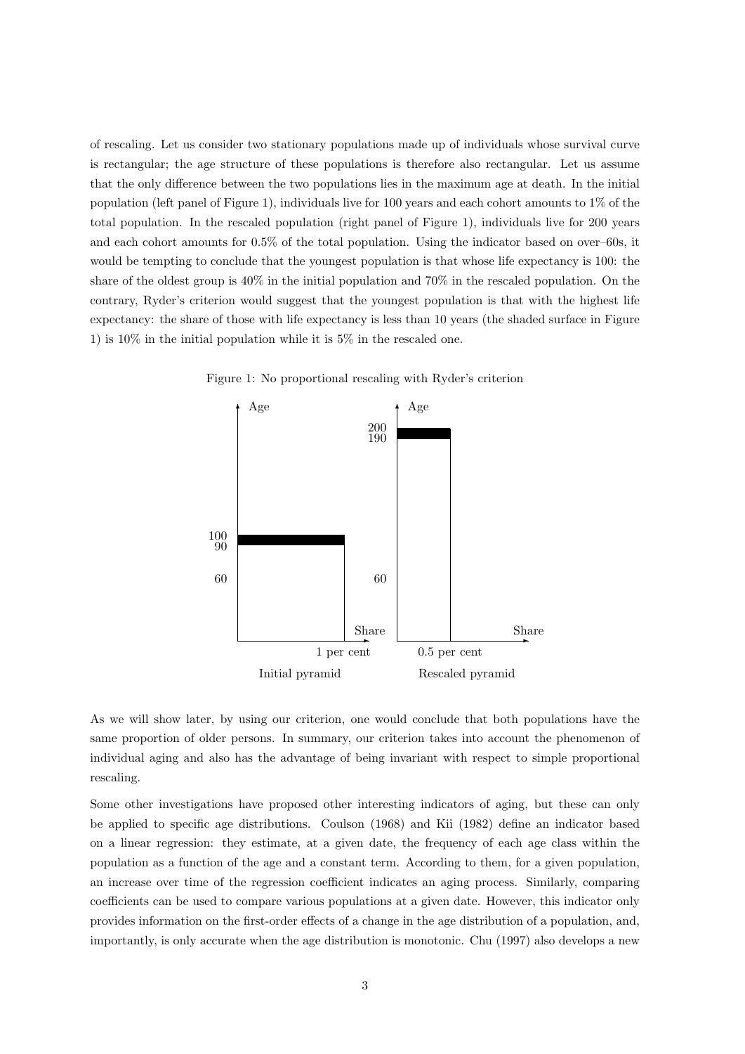of rescaling. Let us consider two stationary populations made up of individuals whose survival curve is rectangular; the age structure of these populations is therefore also rectangular. Let us assume that the only difference between the two populations lies in the maximum age at death. In the initial population (left panel of Figure 1), individuals live for 100 years and each cohort amounts to 1% of the total population. In the rescaled population (right panel of Figure 1), individuals live for 200 years and each cohort amounts for 0.5% of the total population. Using the indicator based on over–60s, it would be tempting to conclude that the youngest population is that whose life expectancy is 100: the share of the oldest group is 40% in the initial population and 70% in the rescaled population. On the contrary, Ryder's criterion would suggest that the youngest population is that with the highest life expectancy: the share of those with life expectancy is less than 10 years (the shaded surface in Figure 1) is 10% in the initial population while it is 5% in the rescaled one.

Figure 1: No proportional rescaling with Ryder's criterion

As we will show later, by using our criterion, one would conclude that both populations have the same proportion of older persons. In summary, our criterion takes into account the phenomenon of individual aging and also has the advantage of being invariant with respect to simple proportional rescaling.

Some other investigations have proposed other interesting indicators of aging, but these can only be applied to specific age distributions. Coulson (1968) and Kii (1982) define an indicator based on a linear regression: they estimate, at a given date, the frequency of each age class within the population as a function of the age and a constant term. According to them, for a given population, an increase over time of the regression coefficient indicates an aging process. Similarly, comparing coefficients can be used to compare various populations at a given date. However, this indicator only provides information on the first-order effects of a change in the age distribution of a population, and, importantly, is only accurate when the age distribution is monotonic. Chu (1997) also develops a new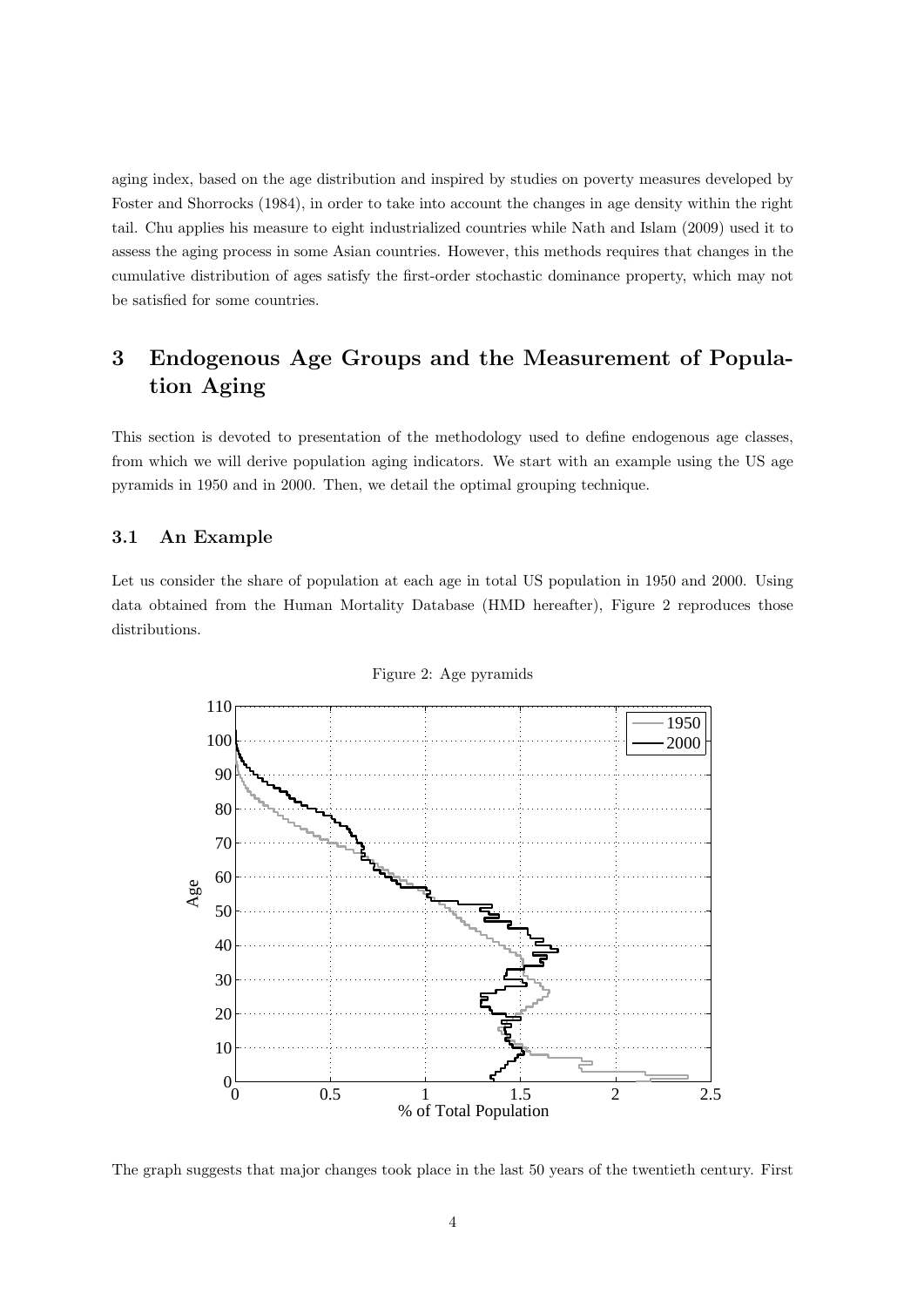aging index, based on the age distribution and inspired by studies on poverty measures developed by Foster and Shorrocks (1984), in order to take into account the changes in age density within the right tail. Chu applies his measure to eight industrialized countries while Nath and Islam (2009) used it to assess the aging process in some Asian countries. However, this methods requires that changes in the cumulative distribution of ages satisfy the first-order stochastic dominance property, which may not be satisfied for some countries.

# 3 Endogenous Age Groups and the Measurement of Population Aging

This section is devoted to presentation of the methodology used to define endogenous age classes, from which we will derive population aging indicators. We start with an example using the US age pyramids in 1950 and in 2000. Then, we detail the optimal grouping technique.

## 3.1 An Example

Let us consider the share of population at each age in total US population in 1950 and 2000. Using data obtained from the Human Mortality Database (HMD hereafter), Figure 2 reproduces those distributions.

Figure 2: Age pyramids

The graph suggests that major changes took place in the last 50 years of the twentieth century. First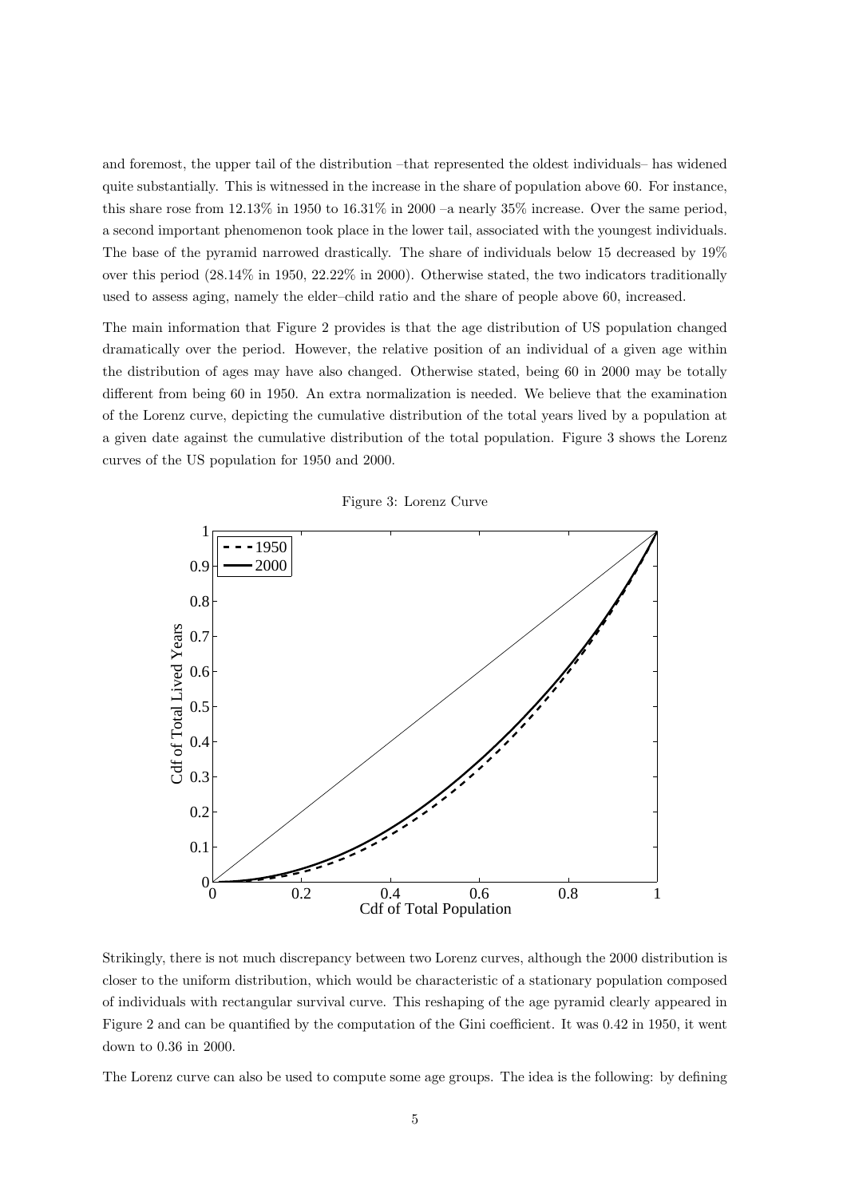and foremost, the upper tail of the distribution –that represented the oldest individuals– has widened quite substantially. This is witnessed in the increase in the share of population above 60. For instance, this share rose from 12.13% in 1950 to 16.31% in 2000 –a nearly 35% increase. Over the same period, a second important phenomenon took place in the lower tail, associated with the youngest individuals. The base of the pyramid narrowed drastically. The share of individuals below 15 decreased by 19% over this period (28.14% in 1950, 22.22% in 2000). Otherwise stated, the two indicators traditionally used to assess aging, namely the elder–child ratio and the share of people above 60, increased.

The main information that Figure 2 provides is that the age distribution of US population changed dramatically over the period. However, the relative position of an individual of a given age within the distribution of ages may have also changed. Otherwise stated, being 60 in 2000 may be totally different from being 60 in 1950. An extra normalization is needed. We believe that the examination of the Lorenz curve, depicting the cumulative distribution of the total years lived by a population at a given date against the cumulative distribution of the total population. Figure 3 shows the Lorenz curves of the US population for 1950 and 2000.

Figure 3: Lorenz Curve

Strikingly, there is not much discrepancy between two Lorenz curves, although the 2000 distribution is closer to the uniform distribution, which would be characteristic of a stationary population composed of individuals with rectangular survival curve. This reshaping of the age pyramid clearly appeared in Figure 2 and can be quantified by the computation of the Gini coefficient. It was 0.42 in 1950, it went down to 0.36 in 2000.

The Lorenz curve can also be used to compute some age groups. The idea is the following: by defining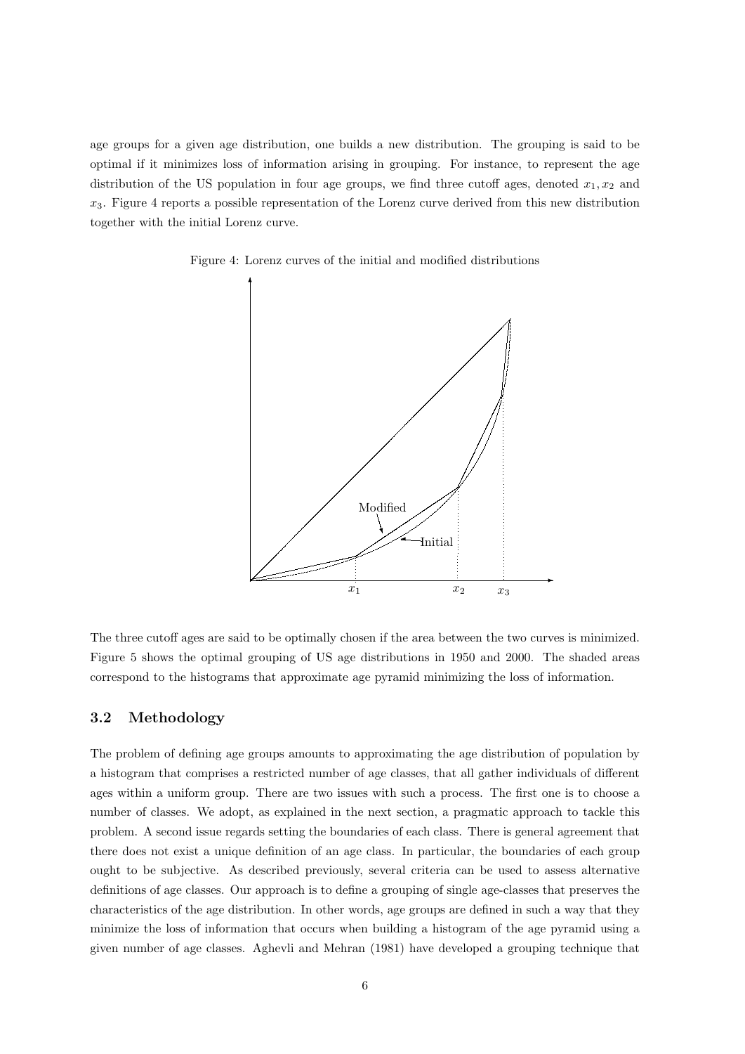age groups for a given age distribution, one builds a new distribution. The grouping is said to be optimal if it minimizes loss of information arising in grouping. For instance, to represent the age distribution of the US population in four age groups, we find three cutoff ages, denoted $x_1, x_2$ and $x_3$. Figure 4 reports a possible representation of the Lorenz curve derived from this new distribution together with the initial Lorenz curve.

Figure 4: Lorenz curves of the initial and modified distributions

The three cutoff ages are said to be optimally chosen if the area between the two curves is minimized. Figure 5 shows the optimal grouping of US age distributions in 1950 and 2000. The shaded areas correspond to the histograms that approximate age pyramid minimizing the loss of information.

### 3.2 Methodology

The problem of defining age groups amounts to approximating the age distribution of population by a histogram that comprises a restricted number of age classes, that all gather individuals of different ages within a uniform group. There are two issues with such a process. The first one is to choose a number of classes. We adopt, as explained in the next section, a pragmatic approach to tackle this problem. A second issue regards setting the boundaries of each class. There is general agreement that there does not exist a unique definition of an age class. In particular, the boundaries of each group ought to be subjective. As described previously, several criteria can be used to assess alternative definitions of age classes. Our approach is to define a grouping of single age-classes that preserves the characteristics of the age distribution. In other words, age groups are defined in such a way that they minimize the loss of information that occurs when building a histogram of the age pyramid using a given number of age classes. Aghevli and Mehran (1981) have developed a grouping technique that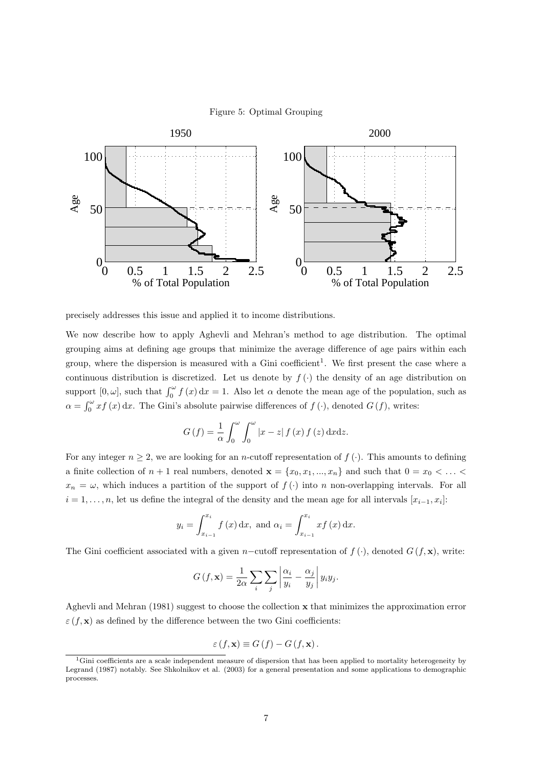Figure 5: Optimal Grouping

precisely addresses this issue and applied it to income distributions.

We now describe how to apply Aghevli and Mehran's method to age distribution. The optimal grouping aims at defining age groups that minimize the average difference of age pairs within each group, where the dispersion is measured with a Gini coefficient[1]. We first present the case where a continuous distribution is discretized. Let us denote by $f(\cdot)$ the density of an age distribution on support $[0, \omega]$, such that $\int_0^\omega f(x)\,\mathrm{d}x = 1$. Also let $\alpha$ denote the mean age of the population, such as $\alpha = \int_0^\omega x f(x)\,\mathrm{d}x$. The Gini's absolute pairwise differences of $f(\cdot)$, denoted $G(f)$, writes:

$$G(f) = \frac{1}{\alpha} \int_0^\omega \int_0^\omega |x - z|\, f(x)\, f(z)\,\mathrm{d}x\mathrm{d}z.$$

For any integer $n \geq 2$, we are looking for an $n$-cutoff representation of $f(\cdot)$. This amounts to defining a finite collection of $n+1$ real numbers, denoted $\mathbf{x} = \{x_0, x_1, ..., x_n\}$ and such that $0 = x_0 < \ldots < x_n = \omega$, which induces a partition of the support of $f(\cdot)$ into $n$ non-overlapping intervals. For all $i = 1, \ldots, n$, let us define the integral of the density and the mean age for all intervals $[x_{i-1}, x_i]$:

$$y_i = \int_{x_{i-1}}^{x_i} f(x)\,\mathrm{d}x, \text{ and } \alpha_i = \int_{x_{i-1}}^{x_i} x f(x)\,\mathrm{d}x.$$

The Gini coefficient associated with a given $n-$cutoff representation of $f(\cdot)$, denoted $G(f, \mathbf{x})$, write:

$$G(f, \mathbf{x}) = \frac{1}{2\alpha} \sum_i \sum_j \left| \frac{\alpha_i}{y_i} - \frac{\alpha_j}{y_j} \right| y_i y_j.$$

Aghevli and Mehran (1981) suggest to choose the collection $\mathbf{x}$ that minimizes the approximation error $\varepsilon(f, \mathbf{x})$ as defined by the difference between the two Gini coefficients:

$$\varepsilon(f, \mathbf{x}) \equiv G(f) - G(f, \mathbf{x}).$$

[1] Gini coefficients are a scale independent measure of dispersion that has been applied to mortality heterogeneity by Legrand (1987) notably. See Shkolnikov et al. (2003) for a general presentation and some applications to demographic processes.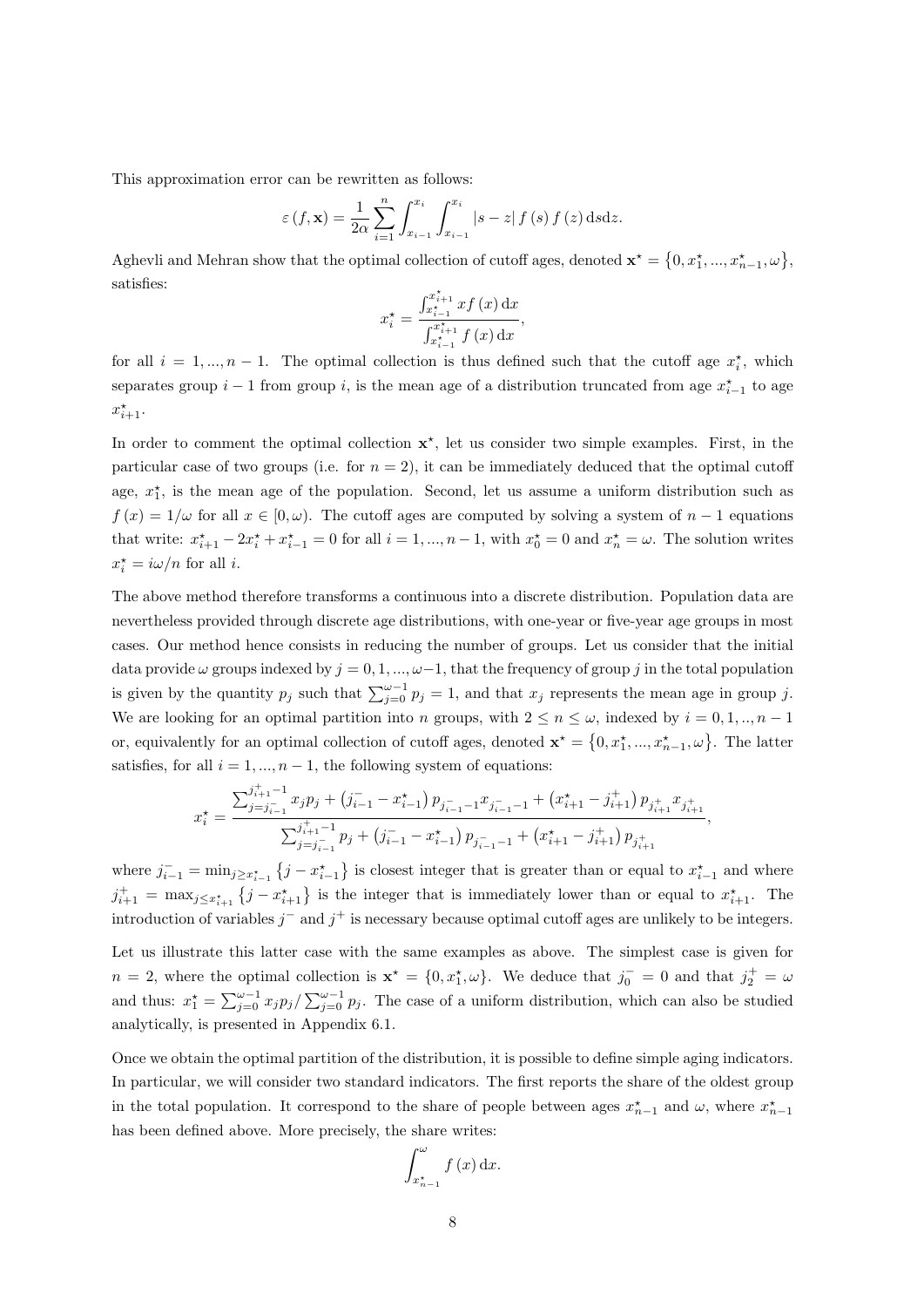This approximation error can be rewritten as follows:

$$\varepsilon(f, \mathbf{x}) = \frac{1}{2\alpha} \sum_{i=1}^{n} \int_{x_{i-1}}^{x_i} \int_{x_{i-1}}^{x_i} |s - z| f(s) f(z) \, \mathrm{d}s \mathrm{d}z.$$

Aghevli and Mehran show that the optimal collection of cutoff ages, denoted $\mathbf{x}^\star = \{0, x_1^\star, ..., x_{n-1}^\star, \omega\}$, satisfies:

$$x_i^\star = \frac{\int_{x_{i-1}^\star}^{x_{i+1}^\star} x f(x) \, \mathrm{d}x}{\int_{x_{i-1}^\star}^{x_{i+1}^\star} f(x) \, \mathrm{d}x},$$

for all $i = 1, ..., n-1$. The optimal collection is thus defined such that the cutoff age $x_i^\star$, which separates group $i-1$ from group $i$, is the mean age of a distribution truncated from age $x_{i-1}^\star$ to age $x_{i+1}^\star$.

In order to comment the optimal collection $\mathbf{x}^\star$, let us consider two simple examples. First, in the particular case of two groups (i.e. for $n = 2$), it can be immediately deduced that the optimal cutoff age, $x_1^\star$, is the mean age of the population. Second, let us assume a uniform distribution such as $f(x) = 1/\omega$ for all $x \in [0, \omega)$. The cutoff ages are computed by solving a system of $n-1$ equations that write: $x_{i+1}^\star - 2x_i^\star + x_{i-1}^\star = 0$ for all $i = 1, ..., n-1$, with $x_0^\star = 0$ and $x_n^\star = \omega$. The solution writes $x_i^\star = i\omega/n$ for all $i$.

The above method therefore transforms a continuous into a discrete distribution. Population data are nevertheless provided through discrete age distributions, with one-year or five-year age groups in most cases. Our method hence consists in reducing the number of groups. Let us consider that the initial data provide $\omega$ groups indexed by $j = 0, 1, ..., \omega-1$, that the frequency of group $j$ in the total population is given by the quantity $p_j$ such that $\sum_{j=0}^{\omega-1} p_j = 1$, and that $x_j$ represents the mean age in group $j$. We are looking for an optimal partition into $n$ groups, with $2 \leq n \leq \omega$, indexed by $i = 0, 1, .., n-1$ or, equivalently for an optimal collection of cutoff ages, denoted $\mathbf{x}^\star = \{0, x_1^\star, ..., x_{n-1}^\star, \omega\}$. The latter satisfies, for all $i = 1, ..., n-1$, the following system of equations:

$$x_i^\star = \frac{\sum_{j=j_{i-1}^-}^{j_{i+1}^+ - 1} x_j p_j + \left(j_{i-1}^- - x_{i-1}^\star\right) p_{j_{i-1}^- - 1} x_{j_{i-1}^- - 1} + \left(x_{i+1}^\star - j_{i+1}^+\right) p_{j_{i+1}^+} x_{j_{i+1}^+}}{\sum_{j=j_{i-1}^-}^{j_{i+1}^+ - 1} p_j + \left(j_{i-1}^- - x_{i-1}^\star\right) p_{j_{i-1}^- - 1} + \left(x_{i+1}^\star - j_{i+1}^+\right) p_{j_{i+1}^+}},$$

where $j_{i-1}^- = \min_{j \geq x_{i-1}^\star} \left\{j - x_{i-1}^\star\right\}$ is closest integer that is greater than or equal to $x_{i-1}^\star$ and where $j_{i+1}^+ = \max_{j \leq x_{i+1}^\star} \left\{j - x_{i+1}^\star\right\}$ is the integer that is immediately lower than or equal to $x_{i+1}^\star$. The introduction of variables $j^-$ and $j^+$ is necessary because optimal cutoff ages are unlikely to be integers.

Let us illustrate this latter case with the same examples as above. The simplest case is given for $n = 2$, where the optimal collection is $\mathbf{x}^\star = \{0, x_1^\star, \omega\}$. We deduce that $j_0^- = 0$ and that $j_2^+ = \omega$ and thus: $x_1^\star = \sum_{j=0}^{\omega-1} x_j p_j / \sum_{j=0}^{\omega-1} p_j$. The case of a uniform distribution, which can also be studied analytically, is presented in Appendix 6.1.

Once we obtain the optimal partition of the distribution, it is possible to define simple aging indicators. In particular, we will consider two standard indicators. The first reports the share of the oldest group in the total population. It correspond to the share of people between ages $x_{n-1}^\star$ and $\omega$, where $x_{n-1}^\star$ has been defined above. More precisely, the share writes:

$$\int_{x_{n-1}^\star}^{\omega} f(x) \, \mathrm{d}x.$$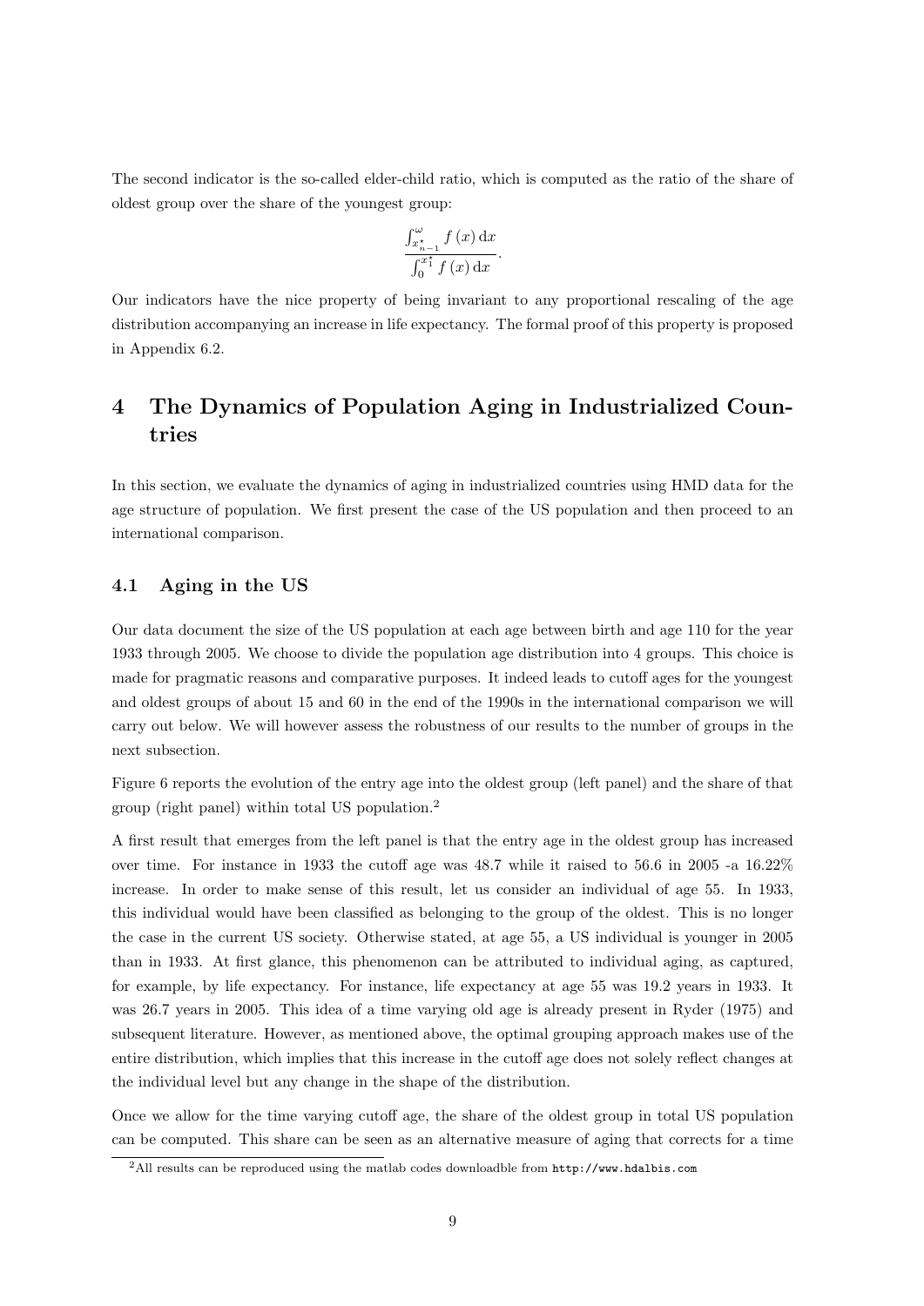The second indicator is the so-called elder-child ratio, which is computed as the ratio of the share of oldest group over the share of the youngest group:

$$\frac{\int_{x_{n-1}^{\star}}^{\omega} f(x)\,\mathrm{d}x}{\int_{0}^{x_1^{\star}} f(x)\,\mathrm{d}x}.$$

Our indicators have the nice property of being invariant to any proportional rescaling of the age distribution accompanying an increase in life expectancy. The formal proof of this property is proposed in Appendix 6.2.

# 4 The Dynamics of Population Aging in Industrialized Countries

In this section, we evaluate the dynamics of aging in industrialized countries using HMD data for the age structure of population. We first present the case of the US population and then proceed to an international comparison.

## 4.1 Aging in the US

Our data document the size of the US population at each age between birth and age 110 for the year 1933 through 2005. We choose to divide the population age distribution into 4 groups. This choice is made for pragmatic reasons and comparative purposes. It indeed leads to cutoff ages for the youngest and oldest groups of about 15 and 60 in the end of the 1990s in the international comparison we will carry out below. We will however assess the robustness of our results to the number of groups in the next subsection.

Figure 6 reports the evolution of the entry age into the oldest group (left panel) and the share of that group (right panel) within total US population.[2]

A first result that emerges from the left panel is that the entry age in the oldest group has increased over time. For instance in 1933 the cutoff age was 48.7 while it raised to 56.6 in 2005 -a 16.22% increase. In order to make sense of this result, let us consider an individual of age 55. In 1933, this individual would have been classified as belonging to the group of the oldest. This is no longer the case in the current US society. Otherwise stated, at age 55, a US individual is younger in 2005 than in 1933. At first glance, this phenomenon can be attributed to individual aging, as captured, for example, by life expectancy. For instance, life expectancy at age 55 was 19.2 years in 1933. It was 26.7 years in 2005. This idea of a time varying old age is already present in Ryder (1975) and subsequent literature. However, as mentioned above, the optimal grouping approach makes use of the entire distribution, which implies that this increase in the cutoff age does not solely reflect changes at the individual level but any change in the shape of the distribution.

Once we allow for the time varying cutoff age, the share of the oldest group in total US population can be computed. This share can be seen as an alternative measure of aging that corrects for a time

[2] All results can be reproduced using the matlab codes downloadble from http://www.hdalbis.com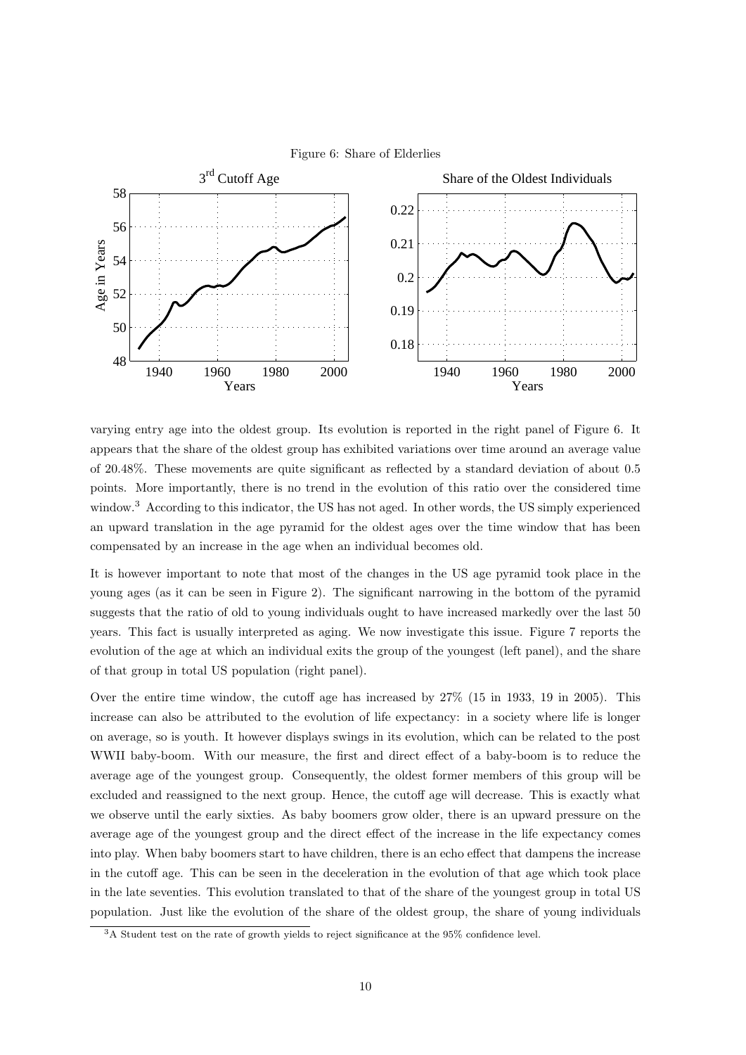Figure 6: Share of Elderlies

varying entry age into the oldest group. Its evolution is reported in the right panel of Figure 6. It appears that the share of the oldest group has exhibited variations over time around an average value of 20.48%. These movements are quite significant as reflected by a standard deviation of about 0.5 points. More importantly, there is no trend in the evolution of this ratio over the considered time window.[3] According to this indicator, the US has not aged. In other words, the US simply experienced an upward translation in the age pyramid for the oldest ages over the time window that has been compensated by an increase in the age when an individual becomes old.

It is however important to note that most of the changes in the US age pyramid took place in the young ages (as it can be seen in Figure 2). The significant narrowing in the bottom of the pyramid suggests that the ratio of old to young individuals ought to have increased markedly over the last 50 years. This fact is usually interpreted as aging. We now investigate this issue. Figure 7 reports the evolution of the age at which an individual exits the group of the youngest (left panel), and the share of that group in total US population (right panel).

Over the entire time window, the cutoff age has increased by 27% (15 in 1933, 19 in 2005). This increase can also be attributed to the evolution of life expectancy: in a society where life is longer on average, so is youth. It however displays swings in its evolution, which can be related to the post WWII baby-boom. With our measure, the first and direct effect of a baby-boom is to reduce the average age of the youngest group. Consequently, the oldest former members of this group will be excluded and reassigned to the next group. Hence, the cutoff age will decrease. This is exactly what we observe until the early sixties. As baby boomers grow older, there is an upward pressure on the average age of the youngest group and the direct effect of the increase in the life expectancy comes into play. When baby boomers start to have children, there is an echo effect that dampens the increase in the cutoff age. This can be seen in the deceleration in the evolution of that age which took place in the late seventies. This evolution translated to that of the share of the youngest group in total US population. Just like the evolution of the share of the oldest group, the share of young individuals

[3] A Student test on the rate of growth yields to reject significance at the 95% confidence level.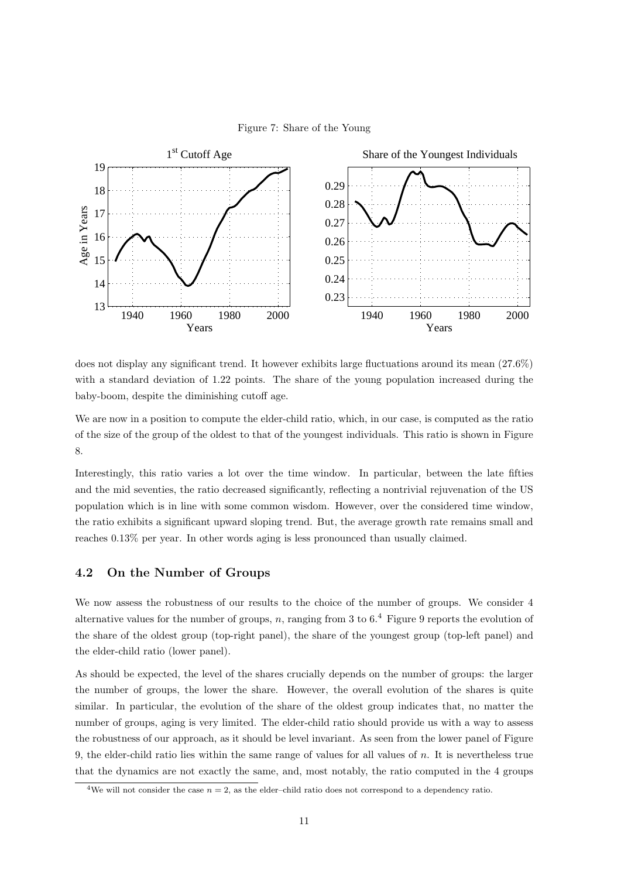Figure 7: Share of the Young

does not display any significant trend. It however exhibits large fluctuations around its mean (27.6%) with a standard deviation of 1.22 points. The share of the young population increased during the baby-boom, despite the diminishing cutoff age.

We are now in a position to compute the elder-child ratio, which, in our case, is computed as the ratio of the size of the group of the oldest to that of the youngest individuals. This ratio is shown in Figure 8.

Interestingly, this ratio varies a lot over the time window. In particular, between the late fifties and the mid seventies, the ratio decreased significantly, reflecting a nontrivial rejuvenation of the US population which is in line with some common wisdom. However, over the considered time window, the ratio exhibits a significant upward sloping trend. But, the average growth rate remains small and reaches 0.13% per year. In other words aging is less pronounced than usually claimed.

## 4.2 On the Number of Groups

We now assess the robustness of our results to the choice of the number of groups. We consider 4 alternative values for the number of groups, $n$, ranging from 3 to 6.[4] Figure 9 reports the evolution of the share of the oldest group (top-right panel), the share of the youngest group (top-left panel) and the elder-child ratio (lower panel).

As should be expected, the level of the shares crucially depends on the number of groups: the larger the number of groups, the lower the share. However, the overall evolution of the shares is quite similar. In particular, the evolution of the share of the oldest group indicates that, no matter the number of groups, aging is very limited. The elder-child ratio should provide us with a way to assess the robustness of our approach, as it should be level invariant. As seen from the lower panel of Figure 9, the elder-child ratio lies within the same range of values for all values of $n$. It is nevertheless true that the dynamics are not exactly the same, and, most notably, the ratio computed in the 4 groups

[4] We will not consider the case $n = 2$, as the elder–child ratio does not correspond to a dependency ratio.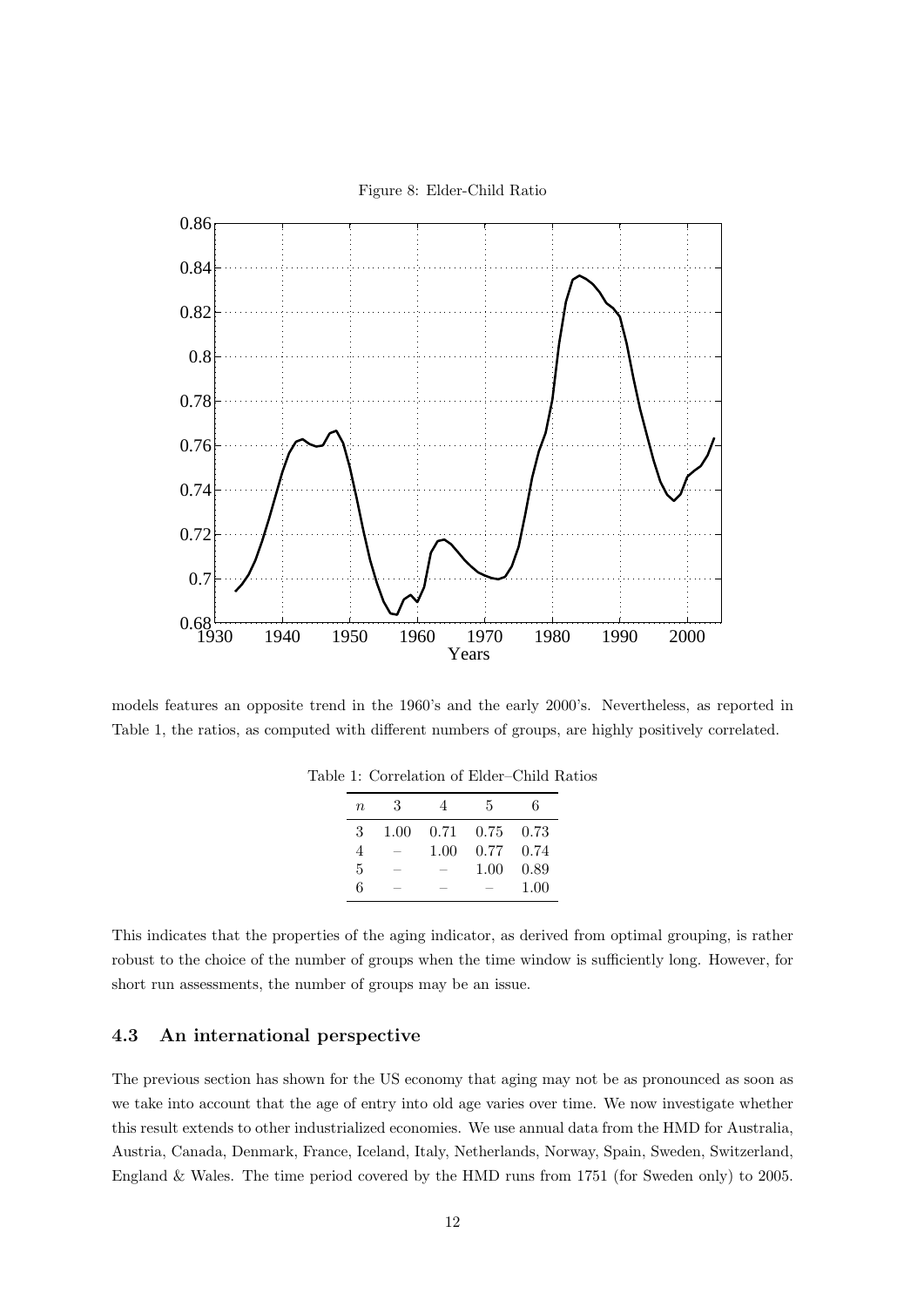Figure 8: Elder-Child Ratio

models features an opposite trend in the 1960's and the early 2000's. Nevertheless, as reported in Table 1, the ratios, as computed with different numbers of groups, are highly positively correlated.

Table 1: Correlation of Elder–Child Ratios

| $n$ | 3 | 4 | 5 | 6 |
|---|---|---|---|---|
| 3 | 1.00 | 0.71 | 0.75 | 0.73 |
| 4 | – | 1.00 | 0.77 | 0.74 |
| 5 | – | – | 1.00 | 0.89 |
| 6 | – | – | – | 1.00 |

This indicates that the properties of the aging indicator, as derived from optimal grouping, is rather robust to the choice of the number of groups when the time window is sufficiently long. However, for short run assessments, the number of groups may be an issue.

### 4.3 An international perspective

The previous section has shown for the US economy that aging may not be as pronounced as soon as we take into account that the age of entry into old age varies over time. We now investigate whether this result extends to other industrialized economies. We use annual data from the HMD for Australia, Austria, Canada, Denmark, France, Iceland, Italy, Netherlands, Norway, Spain, Sweden, Switzerland, England & Wales. The time period covered by the HMD runs from 1751 (for Sweden only) to 2005.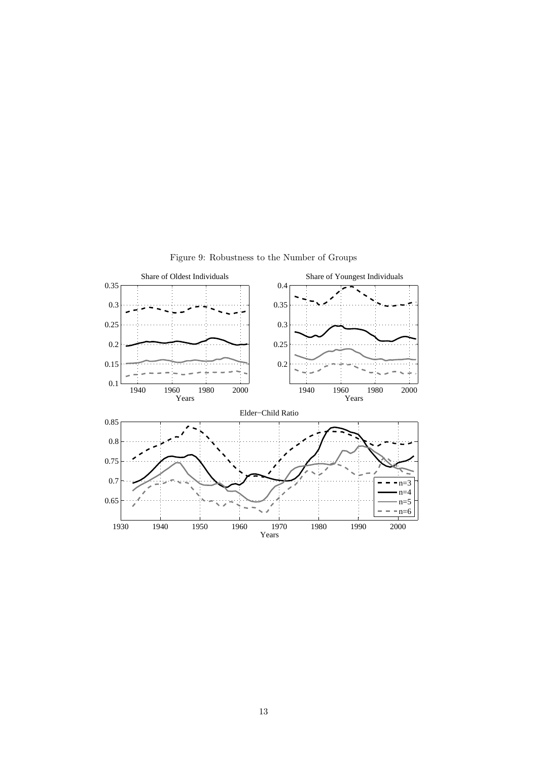Figure 9: Robustness to the Number of Groups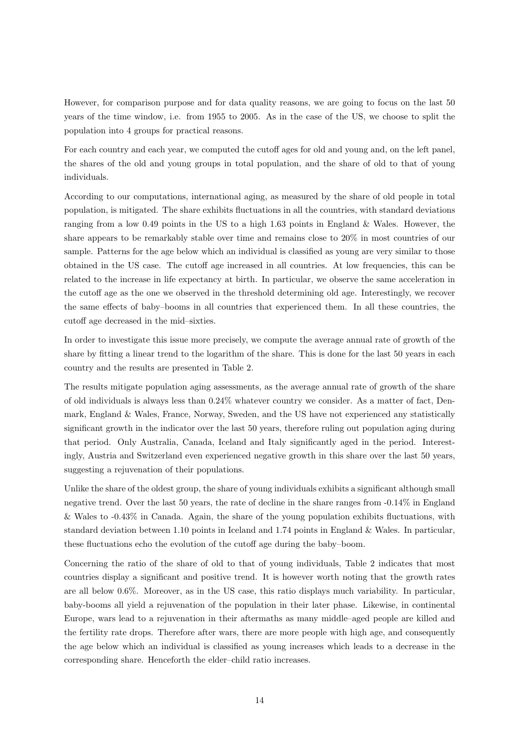However, for comparison purpose and for data quality reasons, we are going to focus on the last 50 years of the time window, i.e. from 1955 to 2005. As in the case of the US, we choose to split the population into 4 groups for practical reasons.

For each country and each year, we computed the cutoff ages for old and young and, on the left panel, the shares of the old and young groups in total population, and the share of old to that of young individuals.

According to our computations, international aging, as measured by the share of old people in total population, is mitigated. The share exhibits fluctuations in all the countries, with standard deviations ranging from a low 0.49 points in the US to a high 1.63 points in England & Wales. However, the share appears to be remarkably stable over time and remains close to 20% in most countries of our sample. Patterns for the age below which an individual is classified as young are very similar to those obtained in the US case. The cutoff age increased in all countries. At low frequencies, this can be related to the increase in life expectancy at birth. In particular, we observe the same acceleration in the cutoff age as the one we observed in the threshold determining old age. Interestingly, we recover the same effects of baby–booms in all countries that experienced them. In all these countries, the cutoff age decreased in the mid–sixties.

In order to investigate this issue more precisely, we compute the average annual rate of growth of the share by fitting a linear trend to the logarithm of the share. This is done for the last 50 years in each country and the results are presented in Table 2.

The results mitigate population aging assessments, as the average annual rate of growth of the share of old individuals is always less than 0.24% whatever country we consider. As a matter of fact, Denmark, England & Wales, France, Norway, Sweden, and the US have not experienced any statistically significant growth in the indicator over the last 50 years, therefore ruling out population aging during that period. Only Australia, Canada, Iceland and Italy significantly aged in the period. Interestingly, Austria and Switzerland even experienced negative growth in this share over the last 50 years, suggesting a rejuvenation of their populations.

Unlike the share of the oldest group, the share of young individuals exhibits a significant although small negative trend. Over the last 50 years, the rate of decline in the share ranges from -0.14% in England & Wales to -0.43% in Canada. Again, the share of the young population exhibits fluctuations, with standard deviation between 1.10 points in Iceland and 1.74 points in England & Wales. In particular, these fluctuations echo the evolution of the cutoff age during the baby–boom.

Concerning the ratio of the share of old to that of young individuals, Table 2 indicates that most countries display a significant and positive trend. It is however worth noting that the growth rates are all below 0.6%. Moreover, as in the US case, this ratio displays much variability. In particular, baby-booms all yield a rejuvenation of the population in their later phase. Likewise, in continental Europe, wars lead to a rejuvenation in their aftermaths as many middle–aged people are killed and the fertility rate drops. Therefore after wars, there are more people with high age, and consequently the age below which an individual is classified as young increases which leads to a decrease in the corresponding share. Henceforth the elder–child ratio increases.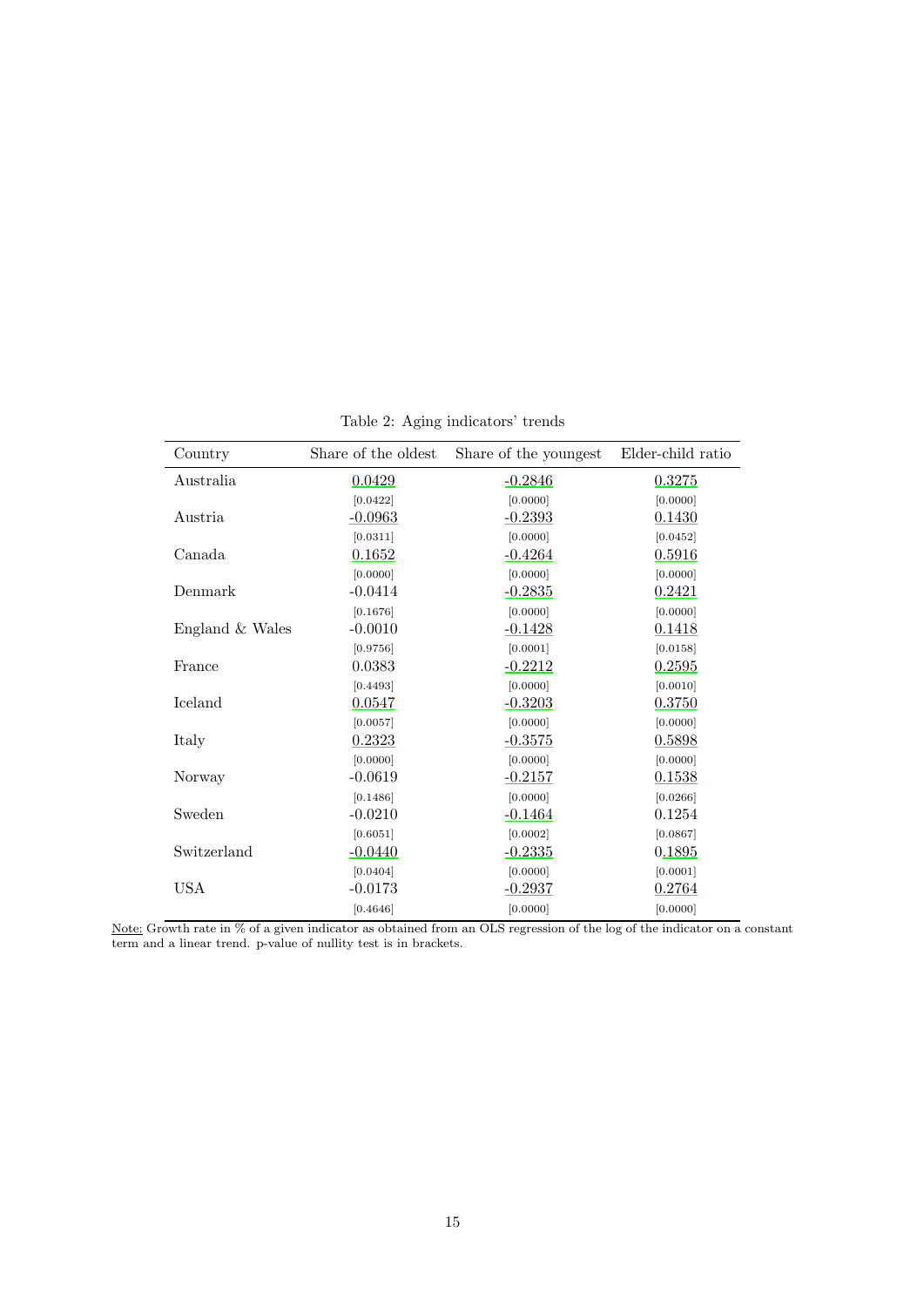Table 2: Aging indicators' trends

| Country | Share of the oldest | Share of the youngest | Elder-child ratio |
|---|---|---|---|
| Australia | 0.0429 | -0.2846 | 0.3275 |
| | [0.0422] | [0.0000] | [0.0000] |
| Austria | -0.0963 | -0.2393 | 0.1430 |
| | [0.0311] | [0.0000] | [0.0452] |
| Canada | 0.1652 | -0.4264 | 0.5916 |
| | [0.0000] | [0.0000] | [0.0000] |
| Denmark | -0.0414 | -0.2835 | 0.2421 |
| | [0.1676] | [0.0000] | [0.0000] |
| England & Wales | -0.0010 | -0.1428 | 0.1418 |
| | [0.9756] | [0.0001] | [0.0158] |
| France | 0.0383 | -0.2212 | 0.2595 |
| | [0.4493] | [0.0000] | [0.0010] |
| Iceland | 0.0547 | -0.3203 | 0.3750 |
| | [0.0057] | [0.0000] | [0.0000] |
| Italy | 0.2323 | -0.3575 | 0.5898 |
| | [0.0000] | [0.0000] | [0.0000] |
| Norway | -0.0619 | -0.2157 | 0.1538 |
| | [0.1486] | [0.0000] | [0.0266] |
| Sweden | -0.0210 | -0.1464 | 0.1254 |
| | [0.6051] | [0.0002] | [0.0867] |
| Switzerland | -0.0440 | -0.2335 | 0.1895 |
| | [0.0404] | [0.0000] | [0.0001] |
| USA | -0.0173 | -0.2937 | 0.2764 |
| | [0.4646] | [0.0000] | [0.0000] |

Note: Growth rate in % of a given indicator as obtained from an OLS regression of the log of the indicator on a constant term and a linear trend. p-value of nullity test is in brackets.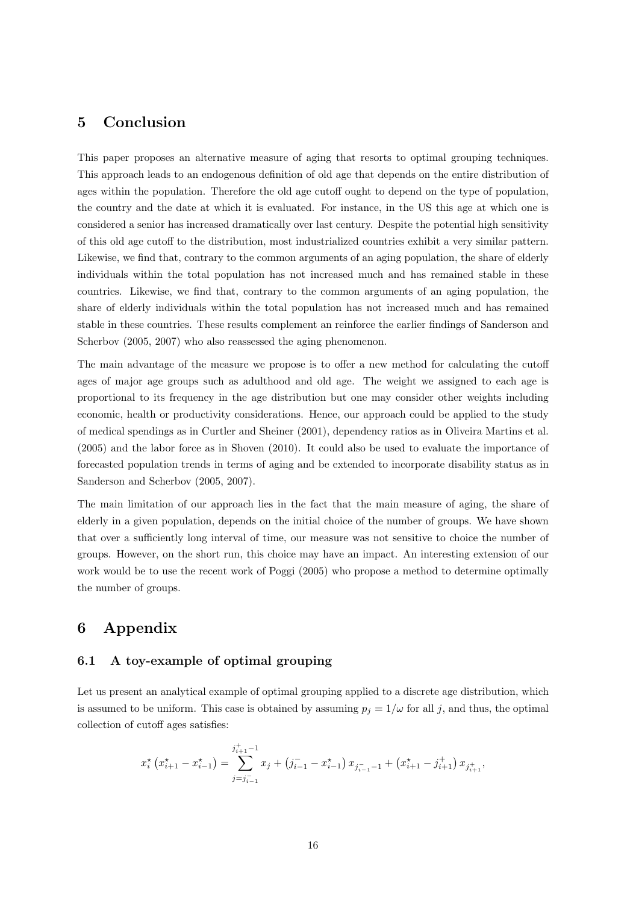# 5 Conclusion

This paper proposes an alternative measure of aging that resorts to optimal grouping techniques. This approach leads to an endogenous definition of old age that depends on the entire distribution of ages within the population. Therefore the old age cutoff ought to depend on the type of population, the country and the date at which it is evaluated. For instance, in the US this age at which one is considered a senior has increased dramatically over last century. Despite the potential high sensitivity of this old age cutoff to the distribution, most industrialized countries exhibit a very similar pattern. Likewise, we find that, contrary to the common arguments of an aging population, the share of elderly individuals within the total population has not increased much and has remained stable in these countries. Likewise, we find that, contrary to the common arguments of an aging population, the share of elderly individuals within the total population has not increased much and has remained stable in these countries. These results complement an reinforce the earlier findings of Sanderson and Scherbov (2005, 2007) who also reassessed the aging phenomenon.

The main advantage of the measure we propose is to offer a new method for calculating the cutoff ages of major age groups such as adulthood and old age. The weight we assigned to each age is proportional to its frequency in the age distribution but one may consider other weights including economic, health or productivity considerations. Hence, our approach could be applied to the study of medical spendings as in Curtler and Sheiner (2001), dependency ratios as in Oliveira Martins et al. (2005) and the labor force as in Shoven (2010). It could also be used to evaluate the importance of forecasted population trends in terms of aging and be extended to incorporate disability status as in Sanderson and Scherbov (2005, 2007).

The main limitation of our approach lies in the fact that the main measure of aging, the share of elderly in a given population, depends on the initial choice of the number of groups. We have shown that over a sufficiently long interval of time, our measure was not sensitive to choice the number of groups. However, on the short run, this choice may have an impact. An interesting extension of our work would be to use the recent work of Poggi (2005) who propose a method to determine optimally the number of groups.

# 6 Appendix

## 6.1 A toy-example of optimal grouping

Let us present an analytical example of optimal grouping applied to a discrete age distribution, which is assumed to be uniform. This case is obtained by assuming $p_j = 1/\omega$ for all $j$, and thus, the optimal collection of cutoff ages satisfies:

$$x_i^\star \left( x_{i+1}^\star - x_{i-1}^\star \right) = \sum_{j=j_{i-1}^-}^{j_{i+1}^+ - 1} x_j + \left( j_{i-1}^- - x_{i-1}^\star \right) x_{j_{i-1}^- - 1} + \left( x_{i+1}^\star - j_{i+1}^+ \right) x_{j_{i+1}^+},$$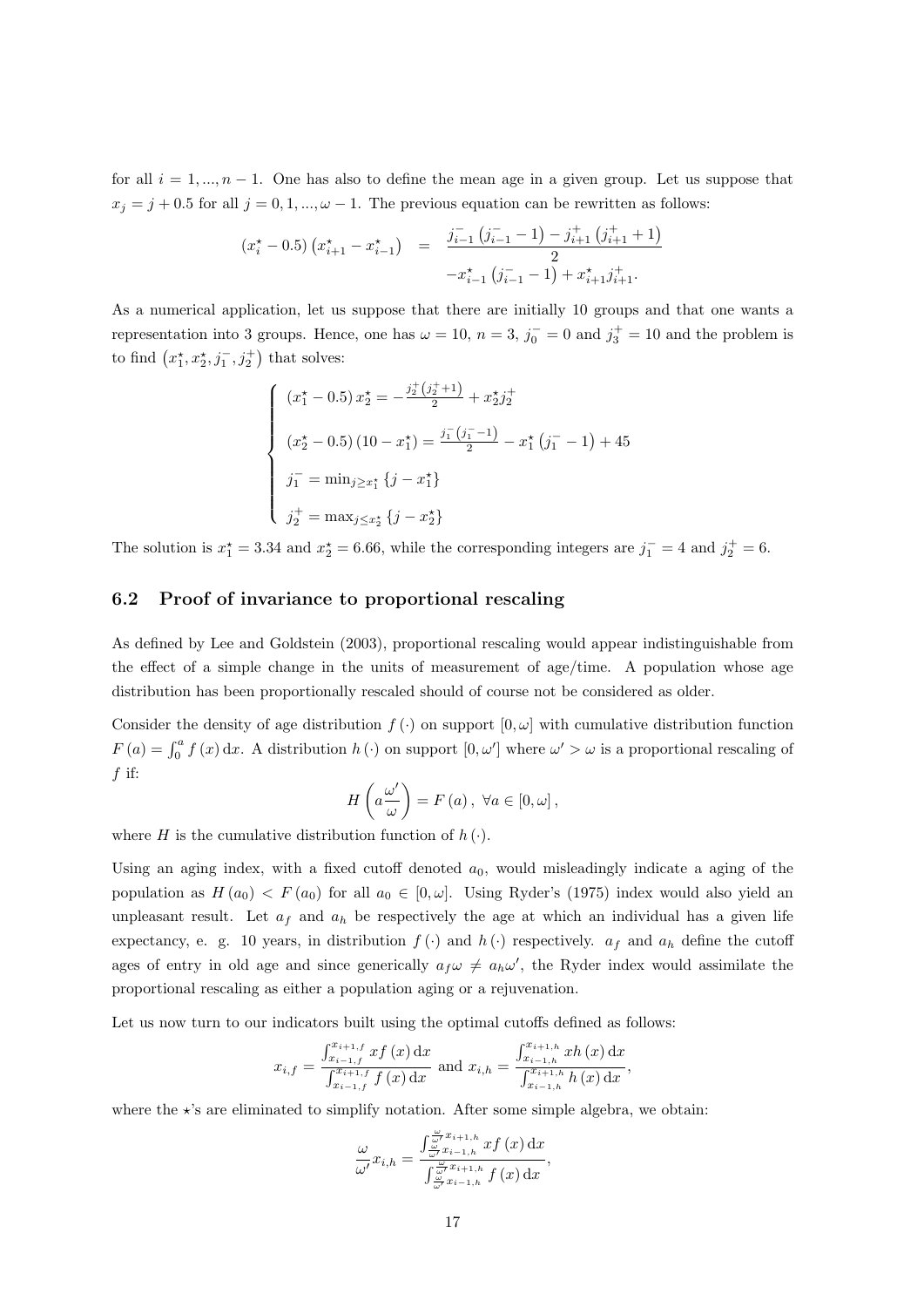for all $i = 1, ..., n-1$. One has also to define the mean age in a given group. Let us suppose that $x_j = j + 0.5$ for all $j = 0, 1, ..., \omega - 1$. The previous equation can be rewritten as follows:

$$
\begin{aligned}
\left(x_i^\star - 0.5\right)\left(x_{i+1}^\star - x_{i-1}^\star\right) &= \frac{j_{i-1}^-\left(j_{i-1}^- - 1\right) - j_{i+1}^+\left(j_{i+1}^+ + 1\right)}{2} \\
&\quad - x_{i-1}^\star\left(j_{i-1}^- - 1\right) + x_{i+1}^\star j_{i+1}^+.
\end{aligned}
$$

As a numerical application, let us suppose that there are initially 10 groups and that one wants a representation into 3 groups. Hence, one has $\omega = 10$, $n = 3$, $j_0^- = 0$ and $j_3^+ = 10$ and the problem is to find $\left(x_1^\star, x_2^\star, j_1^-, j_2^+\right)$ that solves:

$$
\begin{cases}
\left(x_1^\star - 0.5\right)x_2^\star = -\frac{j_2^+\left(j_2^+ + 1\right)}{2} + x_2^\star j_2^+ \\
\left(x_2^\star - 0.5\right)\left(10 - x_1^\star\right) = \frac{j_1^-\left(j_1^- - 1\right)}{2} - x_1^\star\left(j_1^- - 1\right) + 45 \\
j_1^- = \min_{j \geq x_1^\star}\left\{j - x_1^\star\right\} \\
j_2^+ = \max_{j \leq x_2^\star}\left\{j - x_2^\star\right\}
\end{cases}
$$

The solution is $x_1^\star = 3.34$ and $x_2^\star = 6.66$, while the corresponding integers are $j_1^- = 4$ and $j_2^+ = 6$.

## 6.2 Proof of invariance to proportional rescaling

As defined by Lee and Goldstein (2003), proportional rescaling would appear indistinguishable from the effect of a simple change in the units of measurement of age/time. A population whose age distribution has been proportionally rescaled should of course not be considered as older.

Consider the density of age distribution $f(\cdot)$ on support $[0, \omega]$ with cumulative distribution function $F(a) = \int_0^a f(x)\,\mathrm{d}x$. A distribution $h(\cdot)$ on support $[0, \omega']$ where $\omega' > \omega$ is a proportional rescaling of $f$ if:

$$
H\left(a\frac{\omega'}{\omega}\right) = F(a), \ \forall a \in [0, \omega],
$$

where $H$ is the cumulative distribution function of $h(\cdot)$.

Using an aging index, with a fixed cutoff denoted $a_0$, would misleadingly indicate a aging of the population as $H(a_0) < F(a_0)$ for all $a_0 \in [0, \omega]$. Using Ryder's (1975) index would also yield an unpleasant result. Let $a_f$ and $a_h$ be respectively the age at which an individual has a given life expectancy, e. g. 10 years, in distribution $f(\cdot)$ and $h(\cdot)$ respectively. $a_f$ and $a_h$ define the cutoff ages of entry in old age and since generically $a_f\omega \neq a_h\omega'$, the Ryder index would assimilate the proportional rescaling as either a population aging or a rejuvenation.

Let us now turn to our indicators built using the optimal cutoffs defined as follows:

$$
x_{i,f} = \frac{\int_{x_{i-1,f}}^{x_{i+1,f}} x f(x)\,\mathrm{d}x}{\int_{x_{i-1,f}}^{x_{i+1,f}} f(x)\,\mathrm{d}x} \text{ and } x_{i,h} = \frac{\int_{x_{i-1,h}}^{x_{i+1,h}} x h(x)\,\mathrm{d}x}{\int_{x_{i-1,h}}^{x_{i+1,h}} h(x)\,\mathrm{d}x},
$$

where the $\star$'s are eliminated to simplify notation. After some simple algebra, we obtain:

$$
\frac{\omega}{\omega'}x_{i,h} = \frac{\int_{\frac{\omega}{\omega'}x_{i-1,h}}^{\frac{\omega}{\omega'}x_{i+1,h}} x f(x)\,\mathrm{d}x}{\int_{\frac{\omega}{\omega'}x_{i-1,h}}^{\frac{\omega}{\omega'}x_{i+1,h}} f(x)\,\mathrm{d}x},
$$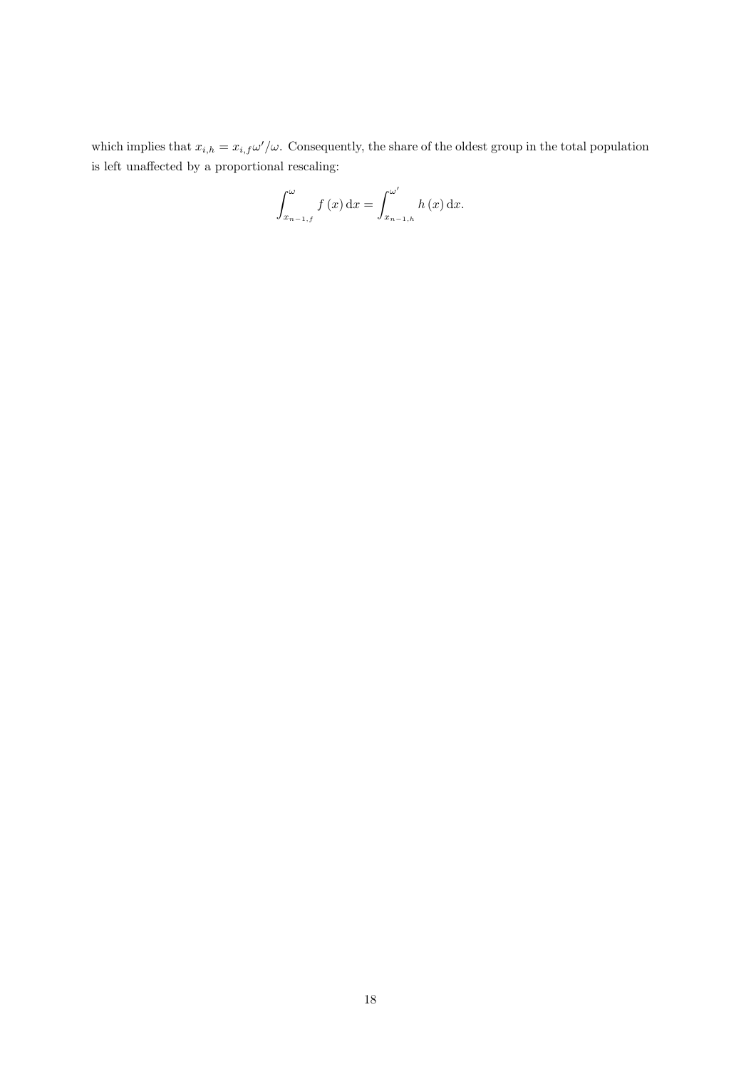which implies that $x_{i,h} = x_{i,f}\omega'/\omega$. Consequently, the share of the oldest group in the total population is left unaffected by a proportional rescaling:

$$\int_{x_{n-1,f}}^{\omega} f(x)\,\mathrm{d}x = \int_{x_{n-1,h}}^{\omega'} h(x)\,\mathrm{d}x.$$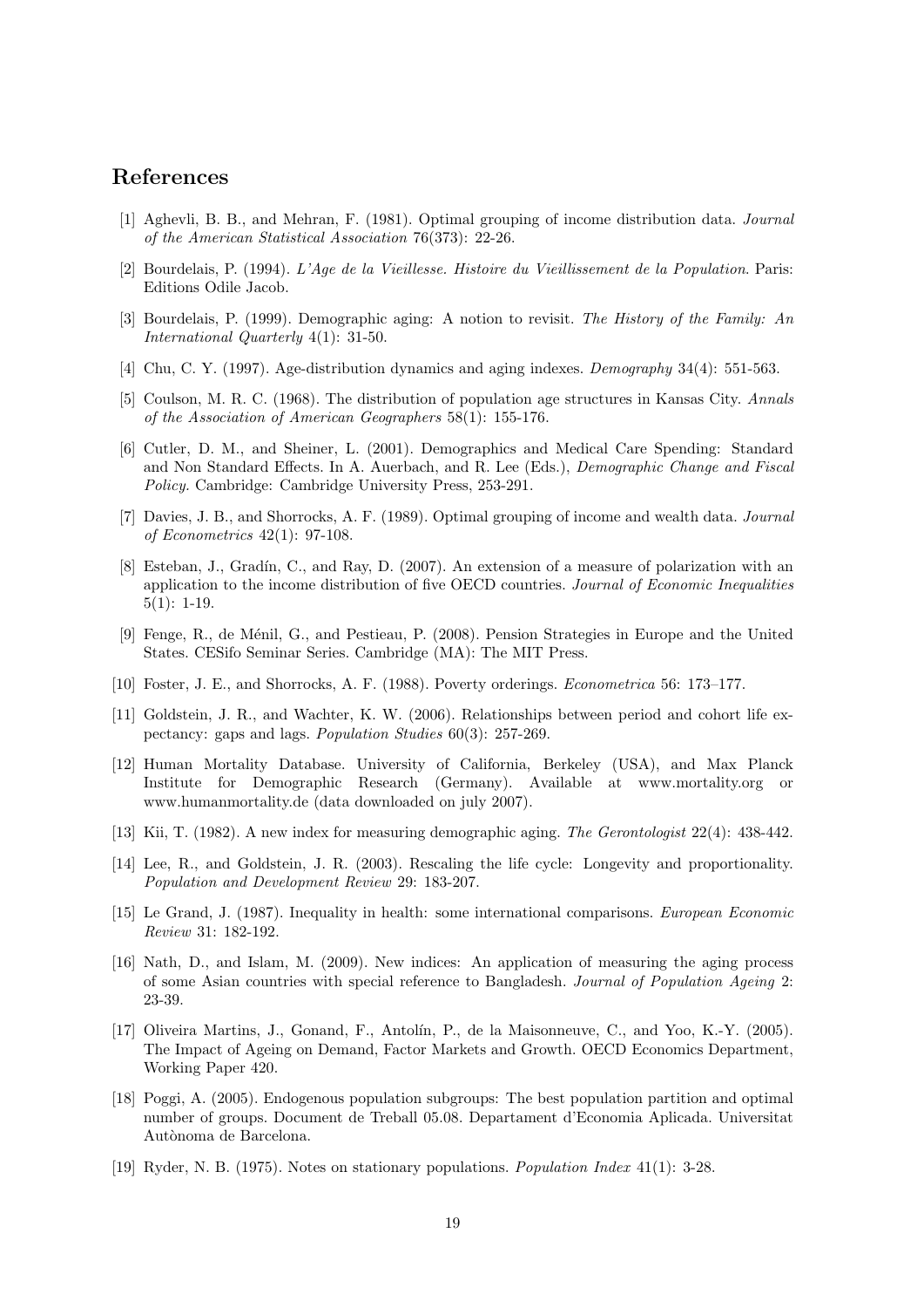## References

[1] Aghevli, B. B., and Mehran, F. (1981). Optimal grouping of income distribution data. *Journal of the American Statistical Association* 76(373): 22-26.

[2] Bourdelais, P. (1994). *L'Age de la Vieillesse. Histoire du Vieillissement de la Population*. Paris: Editions Odile Jacob.

[3] Bourdelais, P. (1999). Demographic aging: A notion to revisit. *The History of the Family: An International Quarterly* 4(1): 31-50.

[4] Chu, C. Y. (1997). Age-distribution dynamics and aging indexes. *Demography* 34(4): 551-563.

[5] Coulson, M. R. C. (1968). The distribution of population age structures in Kansas City. *Annals of the Association of American Geographers* 58(1): 155-176.

[6] Cutler, D. M., and Sheiner, L. (2001). Demographics and Medical Care Spending: Standard and Non Standard Effects. In A. Auerbach, and R. Lee (Eds.), *Demographic Change and Fiscal Policy.* Cambridge: Cambridge University Press, 253-291.

[7] Davies, J. B., and Shorrocks, A. F. (1989). Optimal grouping of income and wealth data. *Journal of Econometrics* 42(1): 97-108.

[8] Esteban, J., Gradín, C., and Ray, D. (2007). An extension of a measure of polarization with an application to the income distribution of five OECD countries. *Journal of Economic Inequalities* 5(1): 1-19.

[9] Fenge, R., de Ménil, G., and Pestieau, P. (2008). Pension Strategies in Europe and the United States. CESifo Seminar Series. Cambridge (MA): The MIT Press.

[10] Foster, J. E., and Shorrocks, A. F. (1988). Poverty orderings. *Econometrica* 56: 173–177.

[11] Goldstein, J. R., and Wachter, K. W. (2006). Relationships between period and cohort life expectancy: gaps and lags. *Population Studies* 60(3): 257-269.

[12] Human Mortality Database. University of California, Berkeley (USA), and Max Planck Institute for Demographic Research (Germany). Available at www.mortality.org or www.humanmortality.de (data downloaded on july 2007).

[13] Kii, T. (1982). A new index for measuring demographic aging. *The Gerontologist* 22(4): 438-442.

[14] Lee, R., and Goldstein, J. R. (2003). Rescaling the life cycle: Longevity and proportionality. *Population and Development Review* 29: 183-207.

[15] Le Grand, J. (1987). Inequality in health: some international comparisons. *European Economic Review* 31: 182-192.

[16] Nath, D., and Islam, M. (2009). New indices: An application of measuring the aging process of some Asian countries with special reference to Bangladesh. *Journal of Population Ageing* 2: 23-39.

[17] Oliveira Martins, J., Gonand, F., Antolín, P., de la Maisonneuve, C., and Yoo, K.-Y. (2005). The Impact of Ageing on Demand, Factor Markets and Growth. OECD Economics Department, Working Paper 420.

[18] Poggi, A. (2005). Endogenous population subgroups: The best population partition and optimal number of groups. Document de Treball 05.08. Departament d'Economia Aplicada. Universitat Autònoma de Barcelona.

[19] Ryder, N. B. (1975). Notes on stationary populations. *Population Index* 41(1): 3-28.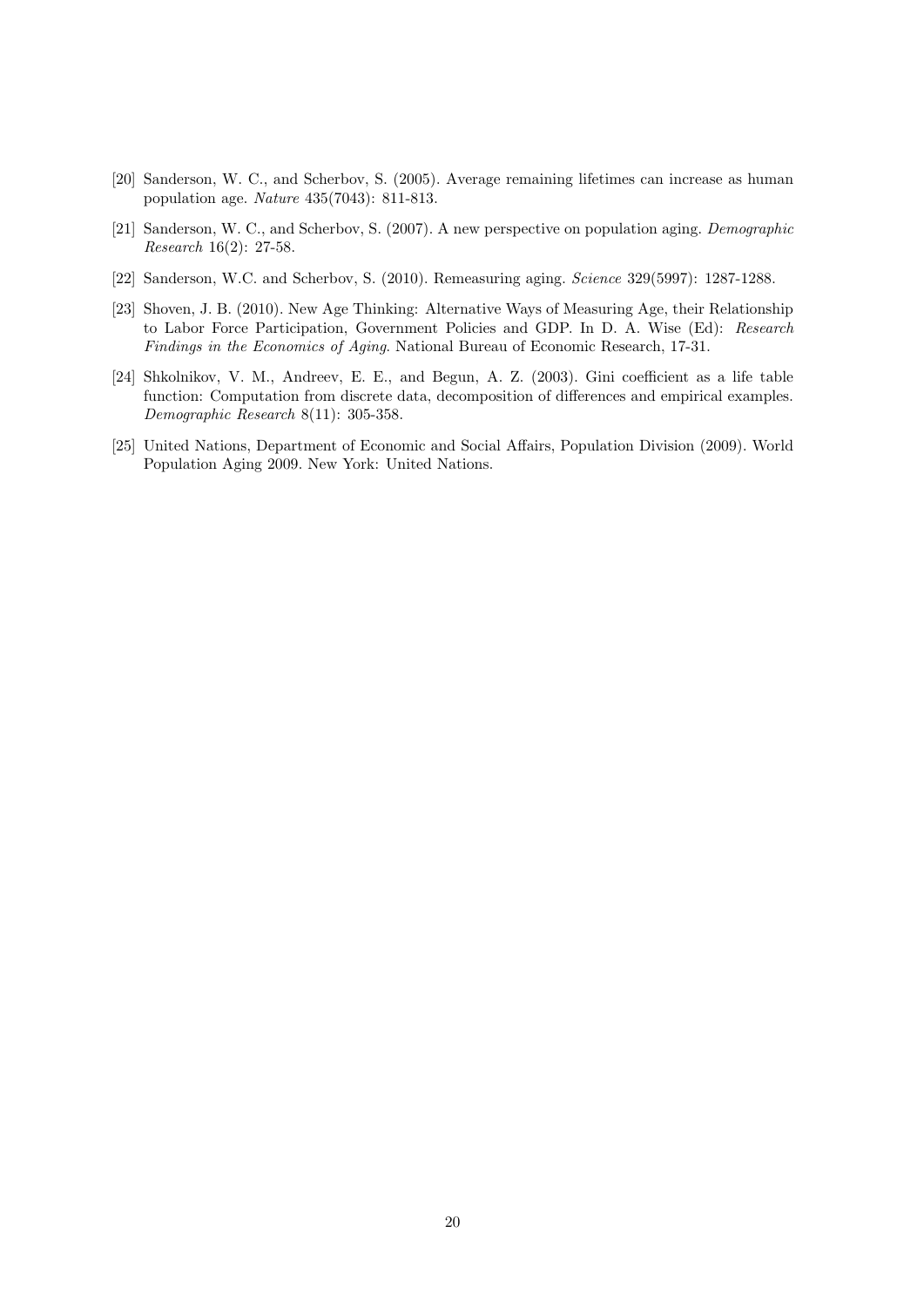[20] Sanderson, W. C., and Scherbov, S. (2005). Average remaining lifetimes can increase as human population age. *Nature* 435(7043): 811-813.

[21] Sanderson, W. C., and Scherbov, S. (2007). A new perspective on population aging. *Demographic Research* 16(2): 27-58.

[22] Sanderson, W.C. and Scherbov, S. (2010). Remeasuring aging. *Science* 329(5997): 1287-1288.

[23] Shoven, J. B. (2010). New Age Thinking: Alternative Ways of Measuring Age, their Relationship to Labor Force Participation, Government Policies and GDP. In D. A. Wise (Ed): *Research Findings in the Economics of Aging*. National Bureau of Economic Research, 17-31.

[24] Shkolnikov, V. M., Andreev, E. E., and Begun, A. Z. (2003). Gini coefficient as a life table function: Computation from discrete data, decomposition of differences and empirical examples. *Demographic Research* 8(11): 305-358.

[25] United Nations, Department of Economic and Social Affairs, Population Division (2009). World Population Aging 2009. New York: United Nations.